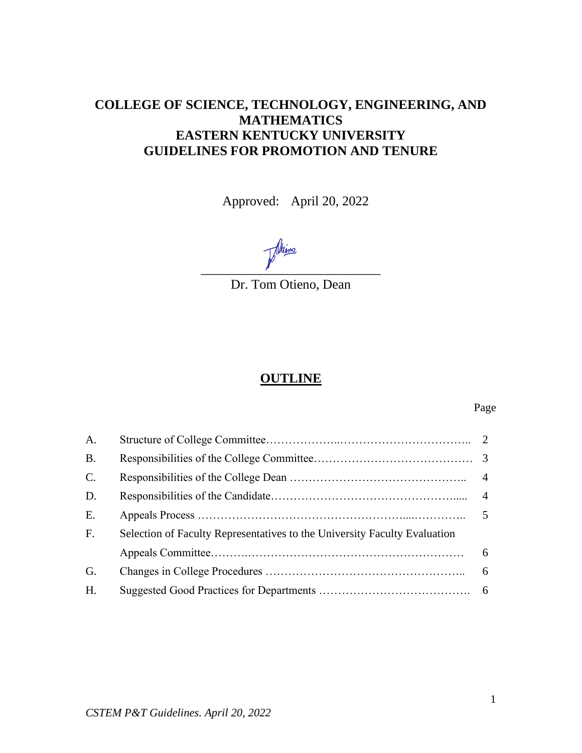# COLLEGE OF SCIENCE, TECHNOLOGY, ENGINEERING, AND MATHEMATICS
# EASTERN KENTUCKY UNIVERSITY
# GUIDELINES FOR PROMOTION AND TENURE

Approved: April 20, 2022

\_\_\_\_\_\_\_\_\_\_\_\_\_\_\_\_\_\_\_\_\_\_\_\_\_\_\_\_\_\_\_\_
Dr. Tom Otieno, Dean

## OUTLINE

| | | Page |
|---|---|---|
| A. | Structure of College Committee | 2 |
| B. | Responsibilities of the College Committee | 3 |
| C. | Responsibilities of the College Dean | 4 |
| D. | Responsibilities of the Candidate | 4 |
| E. | Appeals Process | 5 |
| F. | Selection of Faculty Representatives to the University Faculty Evaluation Appeals Committee | 6 |
| G. | Changes in College Procedures | 6 |
| H. | Suggested Good Practices for Departments | 6 |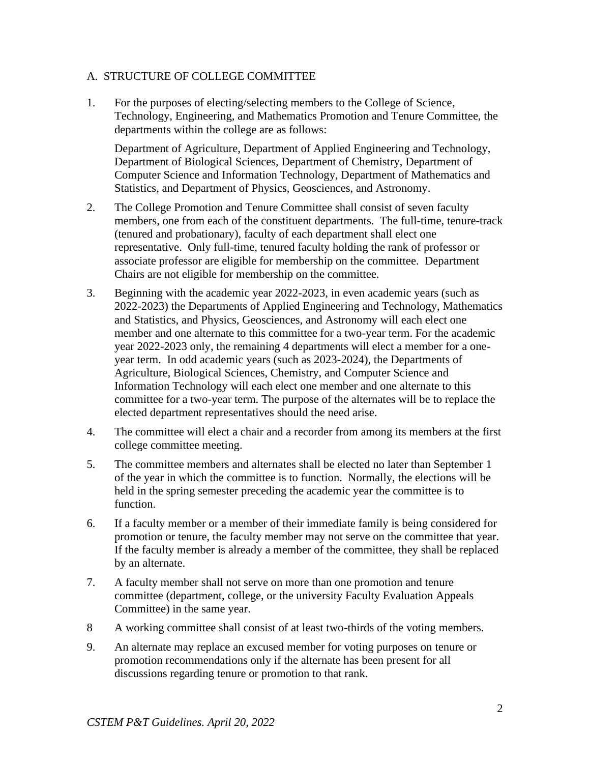## A. STRUCTURE OF COLLEGE COMMITTEE

1. For the purposes of electing/selecting members to the College of Science, Technology, Engineering, and Mathematics Promotion and Tenure Committee, the departments within the college are as follows:

   Department of Agriculture, Department of Applied Engineering and Technology, Department of Biological Sciences, Department of Chemistry, Department of Computer Science and Information Technology, Department of Mathematics and Statistics, and Department of Physics, Geosciences, and Astronomy.

2. The College Promotion and Tenure Committee shall consist of seven faculty members, one from each of the constituent departments. The full-time, tenure-track (tenured and probationary), faculty of each department shall elect one representative. Only full-time, tenured faculty holding the rank of professor or associate professor are eligible for membership on the committee. Department Chairs are not eligible for membership on the committee.

3. Beginning with the academic year 2022-2023, in even academic years (such as 2022-2023) the Departments of Applied Engineering and Technology, Mathematics and Statistics, and Physics, Geosciences, and Astronomy will each elect one member and one alternate to this committee for a two-year term. For the academic year 2022-2023 only, the remaining 4 departments will elect a member for a one-year term. In odd academic years (such as 2023-2024), the Departments of Agriculture, Biological Sciences, Chemistry, and Computer Science and Information Technology will each elect one member and one alternate to this committee for a two-year term. The purpose of the alternates will be to replace the elected department representatives should the need arise.

4. The committee will elect a chair and a recorder from among its members at the first college committee meeting.

5. The committee members and alternates shall be elected no later than September 1 of the year in which the committee is to function. Normally, the elections will be held in the spring semester preceding the academic year the committee is to function.

6. If a faculty member or a member of their immediate family is being considered for promotion or tenure, the faculty member may not serve on the committee that year. If the faculty member is already a member of the committee, they shall be replaced by an alternate.

7. A faculty member shall not serve on more than one promotion and tenure committee (department, college, or the university Faculty Evaluation Appeals Committee) in the same year.

8. A working committee shall consist of at least two-thirds of the voting members.

9. An alternate may replace an excused member for voting purposes on tenure or promotion recommendations only if the alternate has been present for all discussions regarding tenure or promotion to that rank.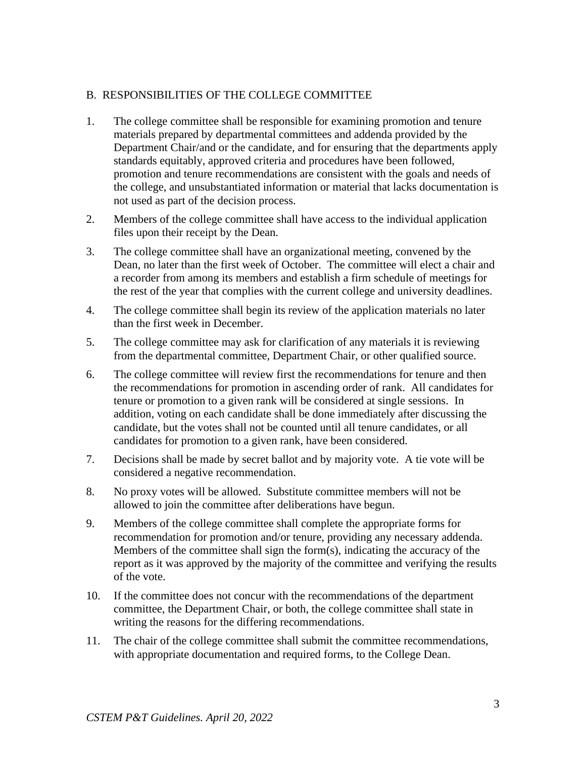## B. RESPONSIBILITIES OF THE COLLEGE COMMITTEE

1. The college committee shall be responsible for examining promotion and tenure materials prepared by departmental committees and addenda provided by the Department Chair/and or the candidate, and for ensuring that the departments apply standards equitably, approved criteria and procedures have been followed, promotion and tenure recommendations are consistent with the goals and needs of the college, and unsubstantiated information or material that lacks documentation is not used as part of the decision process.

2. Members of the college committee shall have access to the individual application files upon their receipt by the Dean.

3. The college committee shall have an organizational meeting, convened by the Dean, no later than the first week of October. The committee will elect a chair and a recorder from among its members and establish a firm schedule of meetings for the rest of the year that complies with the current college and university deadlines.

4. The college committee shall begin its review of the application materials no later than the first week in December.

5. The college committee may ask for clarification of any materials it is reviewing from the departmental committee, Department Chair, or other qualified source.

6. The college committee will review first the recommendations for tenure and then the recommendations for promotion in ascending order of rank. All candidates for tenure or promotion to a given rank will be considered at single sessions. In addition, voting on each candidate shall be done immediately after discussing the candidate, but the votes shall not be counted until all tenure candidates, or all candidates for promotion to a given rank, have been considered.

7. Decisions shall be made by secret ballot and by majority vote. A tie vote will be considered a negative recommendation.

8. No proxy votes will be allowed. Substitute committee members will not be allowed to join the committee after deliberations have begun.

9. Members of the college committee shall complete the appropriate forms for recommendation for promotion and/or tenure, providing any necessary addenda. Members of the committee shall sign the form(s), indicating the accuracy of the report as it was approved by the majority of the committee and verifying the results of the vote.

10. If the committee does not concur with the recommendations of the department committee, the Department Chair, or both, the college committee shall state in writing the reasons for the differing recommendations.

11. The chair of the college committee shall submit the committee recommendations, with appropriate documentation and required forms, to the College Dean.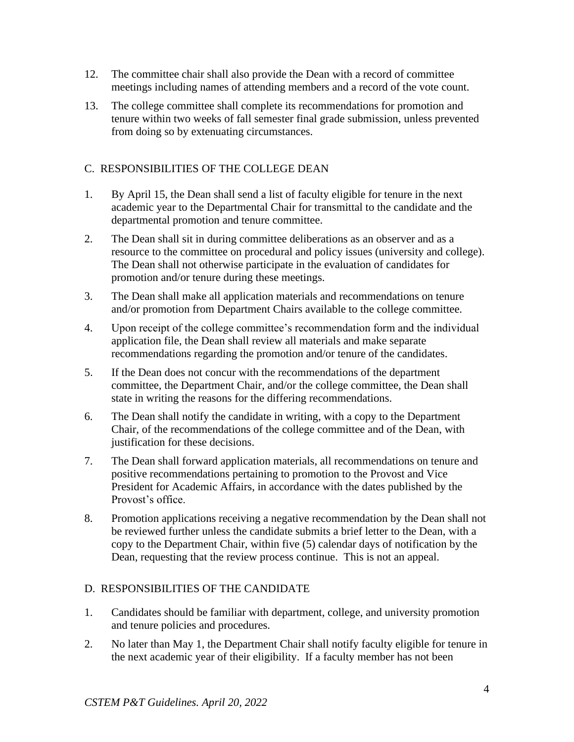12. The committee chair shall also provide the Dean with a record of committee meetings including names of attending members and a record of the vote count.

13. The college committee shall complete its recommendations for promotion and tenure within two weeks of fall semester final grade submission, unless prevented from doing so by extenuating circumstances.

## C. RESPONSIBILITIES OF THE COLLEGE DEAN

1. By April 15, the Dean shall send a list of faculty eligible for tenure in the next academic year to the Departmental Chair for transmittal to the candidate and the departmental promotion and tenure committee.

2. The Dean shall sit in during committee deliberations as an observer and as a resource to the committee on procedural and policy issues (university and college). The Dean shall not otherwise participate in the evaluation of candidates for promotion and/or tenure during these meetings.

3. The Dean shall make all application materials and recommendations on tenure and/or promotion from Department Chairs available to the college committee.

4. Upon receipt of the college committee's recommendation form and the individual application file, the Dean shall review all materials and make separate recommendations regarding the promotion and/or tenure of the candidates.

5. If the Dean does not concur with the recommendations of the department committee, the Department Chair, and/or the college committee, the Dean shall state in writing the reasons for the differing recommendations.

6. The Dean shall notify the candidate in writing, with a copy to the Department Chair, of the recommendations of the college committee and of the Dean, with justification for these decisions.

7. The Dean shall forward application materials, all recommendations on tenure and positive recommendations pertaining to promotion to the Provost and Vice President for Academic Affairs, in accordance with the dates published by the Provost's office.

8. Promotion applications receiving a negative recommendation by the Dean shall not be reviewed further unless the candidate submits a brief letter to the Dean, with a copy to the Department Chair, within five (5) calendar days of notification by the Dean, requesting that the review process continue. This is not an appeal.

## D. RESPONSIBILITIES OF THE CANDIDATE

1. Candidates should be familiar with department, college, and university promotion and tenure policies and procedures.

2. No later than May 1, the Department Chair shall notify faculty eligible for tenure in the next academic year of their eligibility. If a faculty member has not been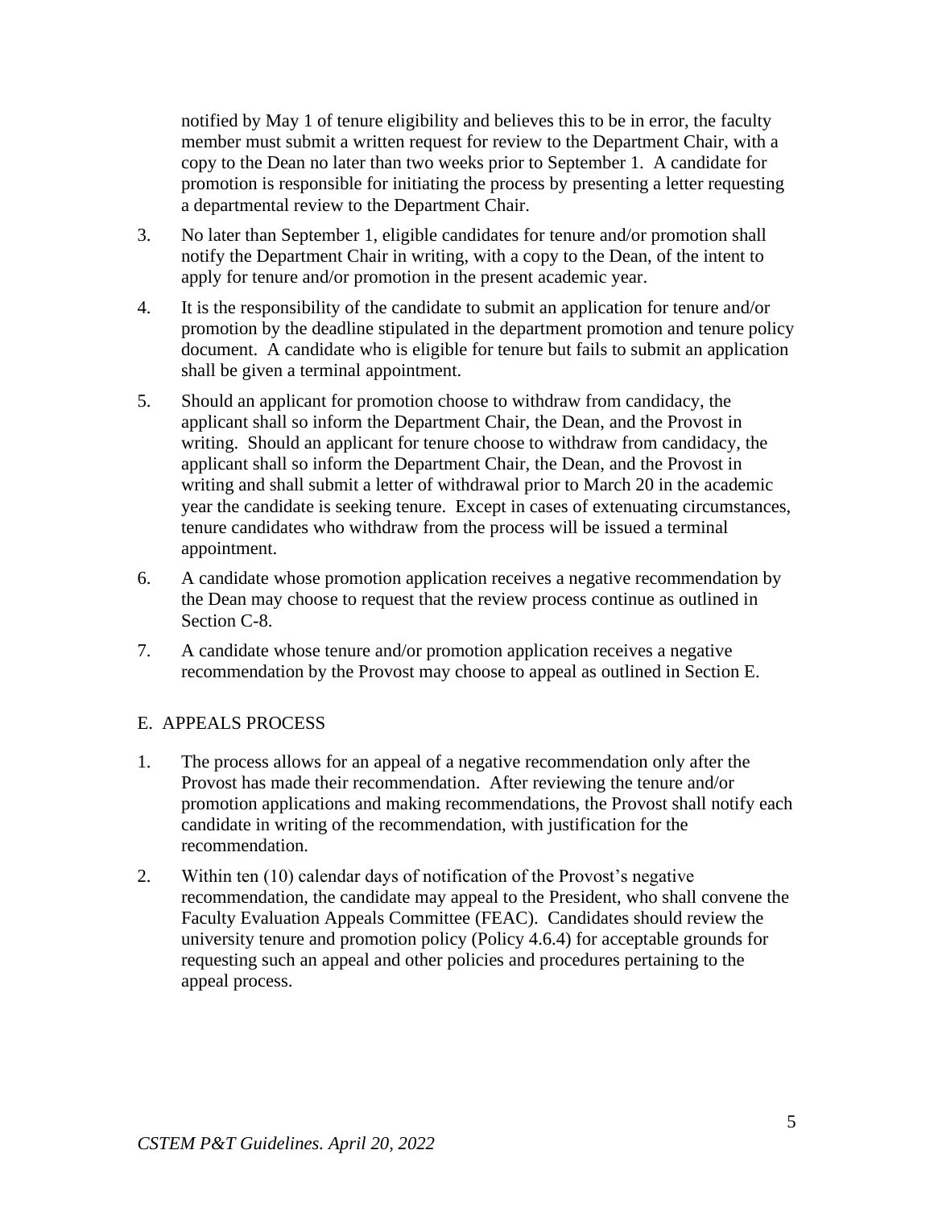notified by May 1 of tenure eligibility and believes this to be in error, the faculty member must submit a written request for review to the Department Chair, with a copy to the Dean no later than two weeks prior to September 1. A candidate for promotion is responsible for initiating the process by presenting a letter requesting a departmental review to the Department Chair.

3. No later than September 1, eligible candidates for tenure and/or promotion shall notify the Department Chair in writing, with a copy to the Dean, of the intent to apply for tenure and/or promotion in the present academic year.

4. It is the responsibility of the candidate to submit an application for tenure and/or promotion by the deadline stipulated in the department promotion and tenure policy document. A candidate who is eligible for tenure but fails to submit an application shall be given a terminal appointment.

5. Should an applicant for promotion choose to withdraw from candidacy, the applicant shall so inform the Department Chair, the Dean, and the Provost in writing. Should an applicant for tenure choose to withdraw from candidacy, the applicant shall so inform the Department Chair, the Dean, and the Provost in writing and shall submit a letter of withdrawal prior to March 20 in the academic year the candidate is seeking tenure. Except in cases of extenuating circumstances, tenure candidates who withdraw from the process will be issued a terminal appointment.

6. A candidate whose promotion application receives a negative recommendation by the Dean may choose to request that the review process continue as outlined in Section C-8.

7. A candidate whose tenure and/or promotion application receives a negative recommendation by the Provost may choose to appeal as outlined in Section E.

## E. APPEALS PROCESS

1. The process allows for an appeal of a negative recommendation only after the Provost has made their recommendation. After reviewing the tenure and/or promotion applications and making recommendations, the Provost shall notify each candidate in writing of the recommendation, with justification for the recommendation.

2. Within ten (10) calendar days of notification of the Provost's negative recommendation, the candidate may appeal to the President, who shall convene the Faculty Evaluation Appeals Committee (FEAC). Candidates should review the university tenure and promotion policy (Policy 4.6.4) for acceptable grounds for requesting such an appeal and other policies and procedures pertaining to the appeal process.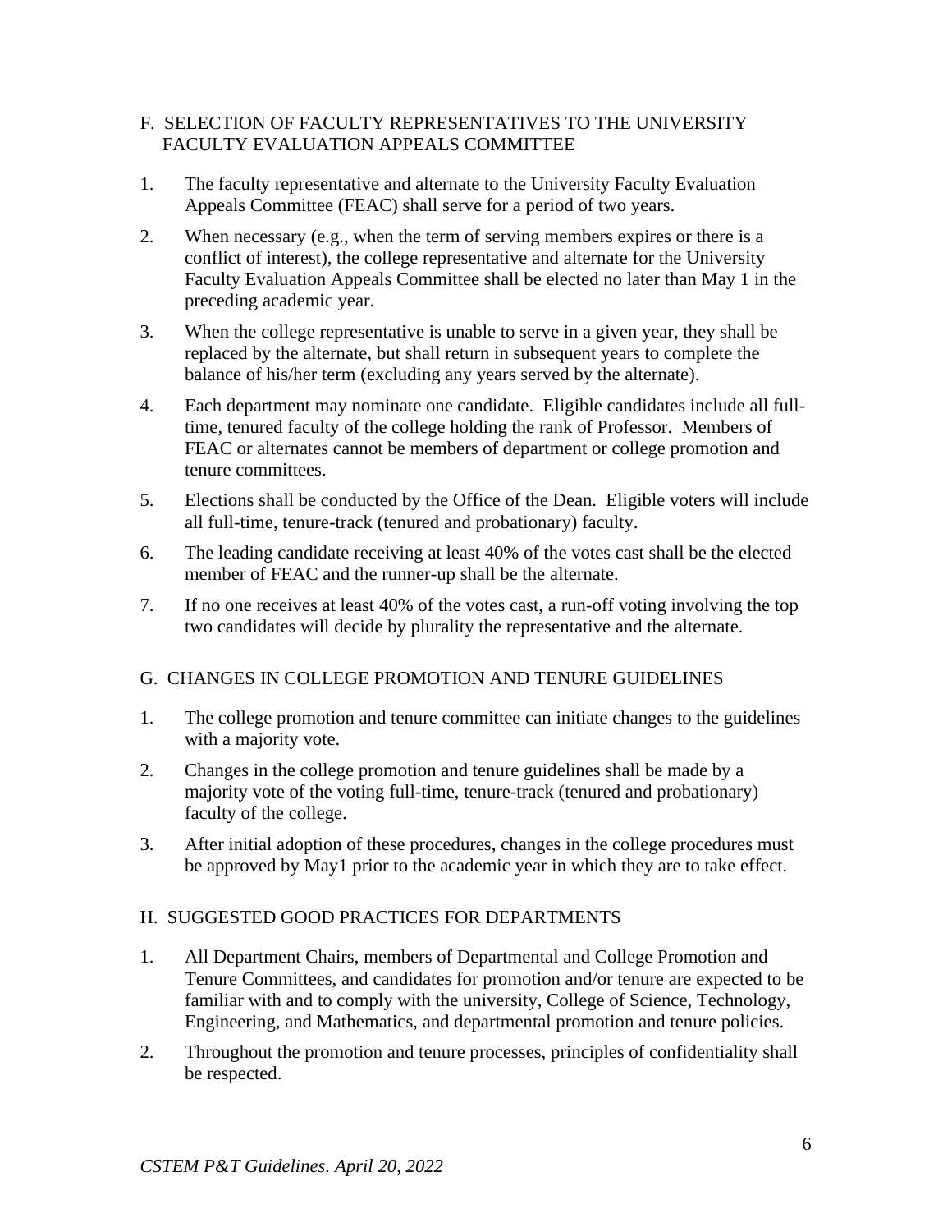## F. SELECTION OF FACULTY REPRESENTATIVES TO THE UNIVERSITY FACULTY EVALUATION APPEALS COMMITTEE

1. The faculty representative and alternate to the University Faculty Evaluation Appeals Committee (FEAC) shall serve for a period of two years.
2. When necessary (e.g., when the term of serving members expires or there is a conflict of interest), the college representative and alternate for the University Faculty Evaluation Appeals Committee shall be elected no later than May 1 in the preceding academic year.
3. When the college representative is unable to serve in a given year, they shall be replaced by the alternate, but shall return in subsequent years to complete the balance of his/her term (excluding any years served by the alternate).
4. Each department may nominate one candidate. Eligible candidates include all full-time, tenured faculty of the college holding the rank of Professor. Members of FEAC or alternates cannot be members of department or college promotion and tenure committees.
5. Elections shall be conducted by the Office of the Dean. Eligible voters will include all full-time, tenure-track (tenured and probationary) faculty.
6. The leading candidate receiving at least 40% of the votes cast shall be the elected member of FEAC and the runner-up shall be the alternate.
7. If no one receives at least 40% of the votes cast, a run-off voting involving the top two candidates will decide by plurality the representative and the alternate.

## G. CHANGES IN COLLEGE PROMOTION AND TENURE GUIDELINES

1. The college promotion and tenure committee can initiate changes to the guidelines with a majority vote.
2. Changes in the college promotion and tenure guidelines shall be made by a majority vote of the voting full-time, tenure-track (tenured and probationary) faculty of the college.
3. After initial adoption of these procedures, changes in the college procedures must be approved by May1 prior to the academic year in which they are to take effect.

## H. SUGGESTED GOOD PRACTICES FOR DEPARTMENTS

1. All Department Chairs, members of Departmental and College Promotion and Tenure Committees, and candidates for promotion and/or tenure are expected to be familiar with and to comply with the university, College of Science, Technology, Engineering, and Mathematics, and departmental promotion and tenure policies.
2. Throughout the promotion and tenure processes, principles of confidentiality shall be respected.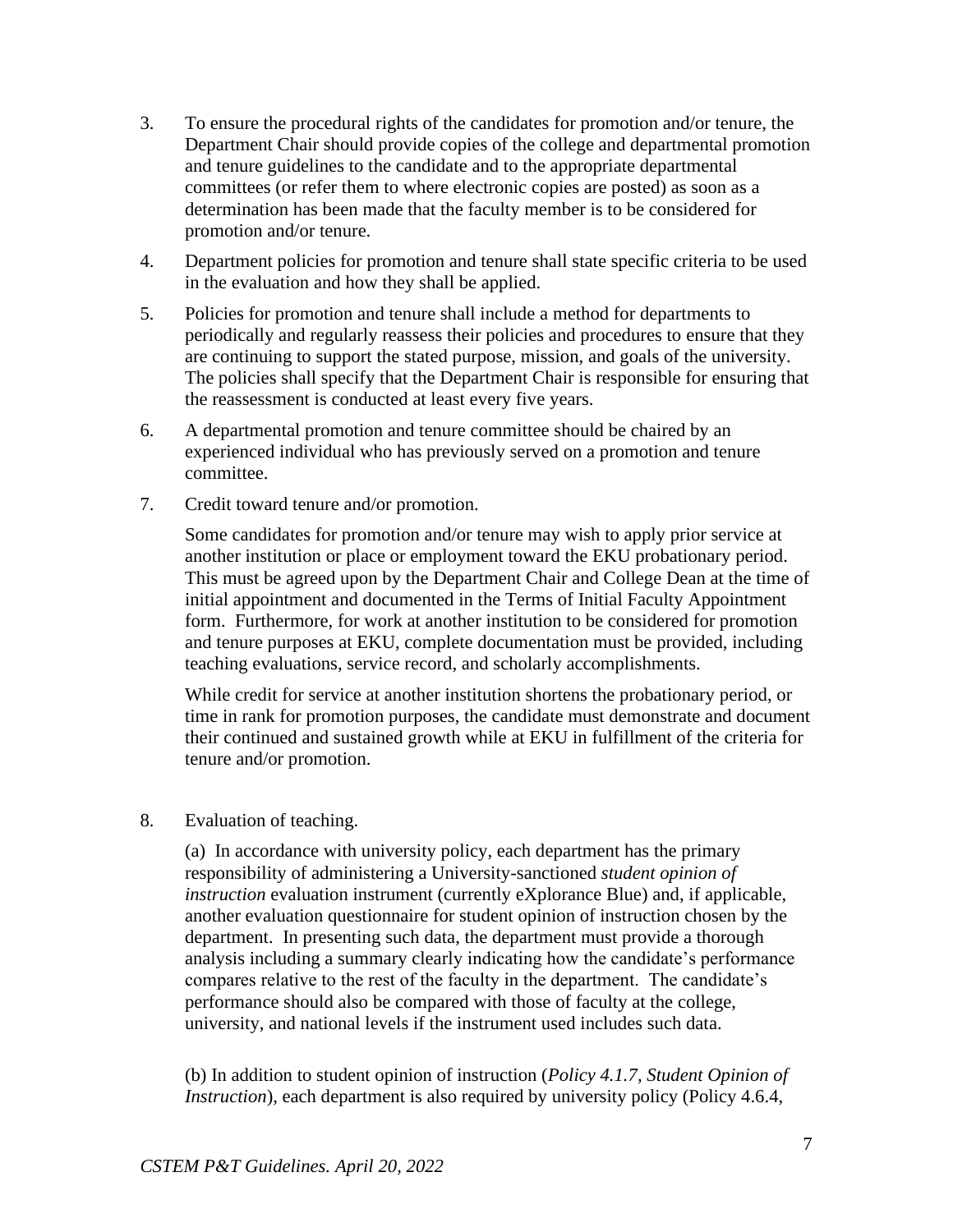3. To ensure the procedural rights of the candidates for promotion and/or tenure, the Department Chair should provide copies of the college and departmental promotion and tenure guidelines to the candidate and to the appropriate departmental committees (or refer them to where electronic copies are posted) as soon as a determination has been made that the faculty member is to be considered for promotion and/or tenure.

4. Department policies for promotion and tenure shall state specific criteria to be used in the evaluation and how they shall be applied.

5. Policies for promotion and tenure shall include a method for departments to periodically and regularly reassess their policies and procedures to ensure that they are continuing to support the stated purpose, mission, and goals of the university. The policies shall specify that the Department Chair is responsible for ensuring that the reassessment is conducted at least every five years.

6. A departmental promotion and tenure committee should be chaired by an experienced individual who has previously served on a promotion and tenure committee.

7. Credit toward tenure and/or promotion.

   Some candidates for promotion and/or tenure may wish to apply prior service at another institution or place or employment toward the EKU probationary period. This must be agreed upon by the Department Chair and College Dean at the time of initial appointment and documented in the Terms of Initial Faculty Appointment form. Furthermore, for work at another institution to be considered for promotion and tenure purposes at EKU, complete documentation must be provided, including teaching evaluations, service record, and scholarly accomplishments.

   While credit for service at another institution shortens the probationary period, or time in rank for promotion purposes, the candidate must demonstrate and document their continued and sustained growth while at EKU in fulfillment of the criteria for tenure and/or promotion.

8. Evaluation of teaching.

   (a) In accordance with university policy, each department has the primary responsibility of administering a University-sanctioned *student opinion of instruction* evaluation instrument (currently eXplorance Blue) and, if applicable, another evaluation questionnaire for student opinion of instruction chosen by the department. In presenting such data, the department must provide a thorough analysis including a summary clearly indicating how the candidate's performance compares relative to the rest of the faculty in the department. The candidate's performance should also be compared with those of faculty at the college, university, and national levels if the instrument used includes such data.

   (b) In addition to student opinion of instruction (*Policy 4.1.7, Student Opinion of Instruction*), each department is also required by university policy (Policy 4.6.4,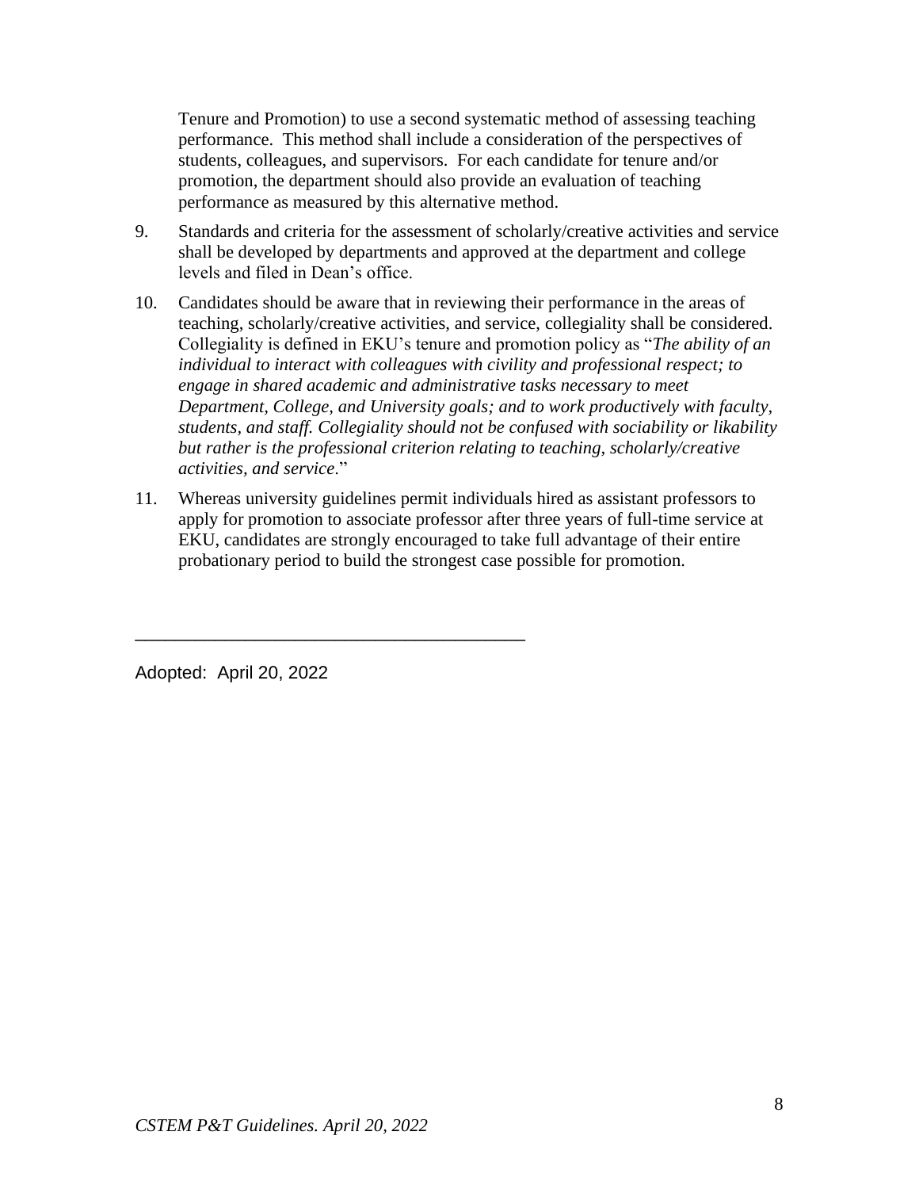Tenure and Promotion) to use a second systematic method of assessing teaching performance. This method shall include a consideration of the perspectives of students, colleagues, and supervisors. For each candidate for tenure and/or promotion, the department should also provide an evaluation of teaching performance as measured by this alternative method.

9. Standards and criteria for the assessment of scholarly/creative activities and service shall be developed by departments and approved at the department and college levels and filed in Dean's office.

10. Candidates should be aware that in reviewing their performance in the areas of teaching, scholarly/creative activities, and service, collegiality shall be considered. Collegiality is defined in EKU's tenure and promotion policy as "*The ability of an individual to interact with colleagues with civility and professional respect; to engage in shared academic and administrative tasks necessary to meet Department, College, and University goals; and to work productively with faculty, students, and staff. Collegiality should not be confused with sociability or likability but rather is the professional criterion relating to teaching, scholarly/creative activities, and service*."

11. Whereas university guidelines permit individuals hired as assistant professors to apply for promotion to associate professor after three years of full-time service at EKU, candidates are strongly encouraged to take full advantage of their entire probationary period to build the strongest case possible for promotion.

---

Adopted: April 20, 2022